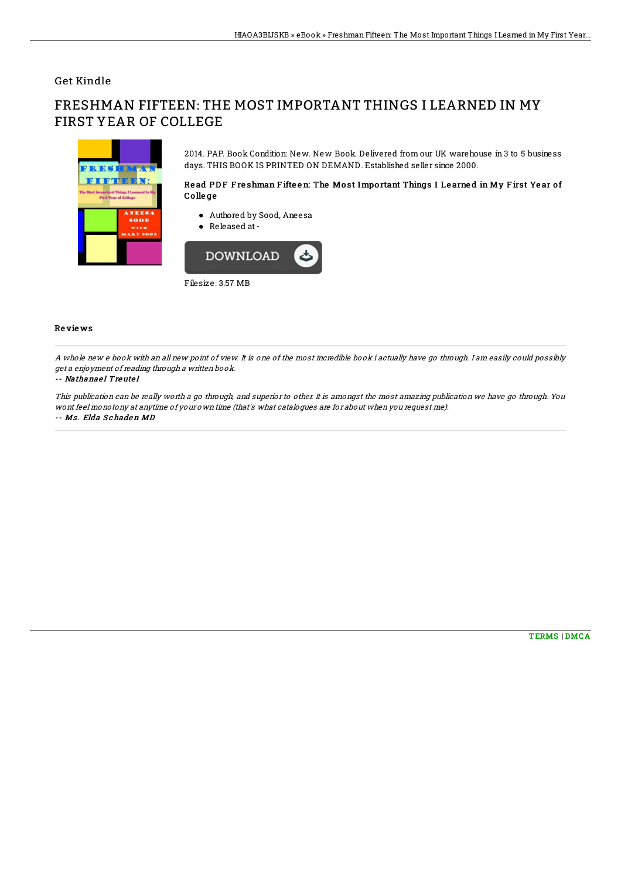Get Kindle

# FRESHMAN FIFTEEN: THE MOST IMPORTANT THINGS I LEARNED IN MY FIRST YEAR OF COLLEGE

2014. PAP. Book Condition: New. New Book. Delivered from our UK warehouse in 3 to 5 business days. THIS BOOK IS PRINTED ON DEMAND. Established seller since 2000.

### Read PDF Freshman Fifteen: The Most Important Things I Learned in My First Year of College

- Authored by Sood, Aneesa
- Released at -

DOWNLOAD

Filesize: 3.57 MB

## Reviews

*A whole new e book with an all new point of view. It is one of the most incredible book i actually have go through. I am easily could possibly get a enjoyment of reading through a written book.*

-- ***Nathanael Treutel***

*This publication can be really worth a go through, and superior to other. It is amongst the most amazing publication we have go through. You wont feel monotony at anytime of your own time (that's what catalogues are for about when you request me).*

-- ***Ms. Elda Schaden MD***

TERMS | DMCA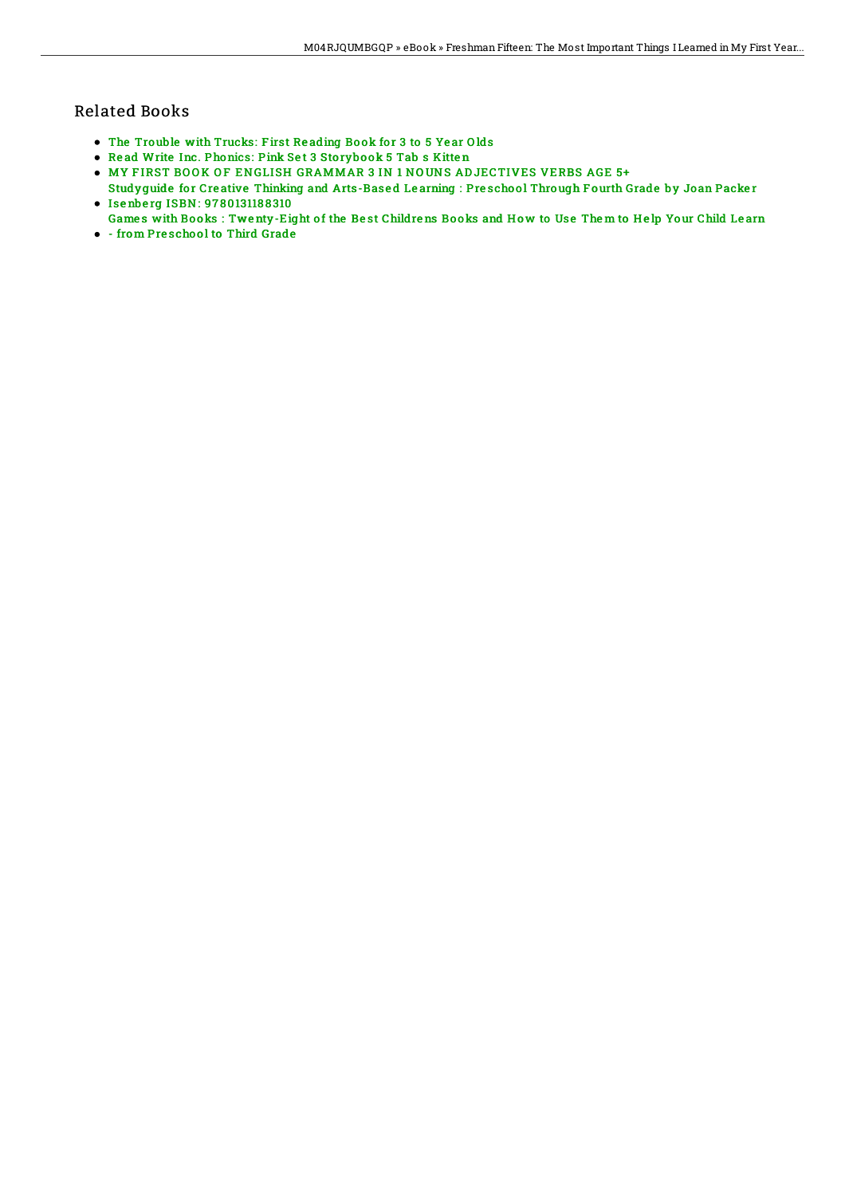## Related Books

- The Trouble with Trucks: First Reading Book for 3 to 5 Year Olds
- Read Write Inc. Phonics: Pink Set 3 Storybook 5 Tab s Kitten
- MY FIRST BOOK OF ENGLISH GRAMMAR 3 IN 1 NOUNS ADJECTIVES VERBS AGE 5+
- Studyguide for Creative Thinking and Arts-Based Learning : Preschool Through Fourth Grade by Joan Packer Isenberg ISBN: 9780131188310
- Games with Books : Twenty-Eight of the Best Childrens Books and How to Use Them to Help Your Child Learn - from Preschool to Third Grade